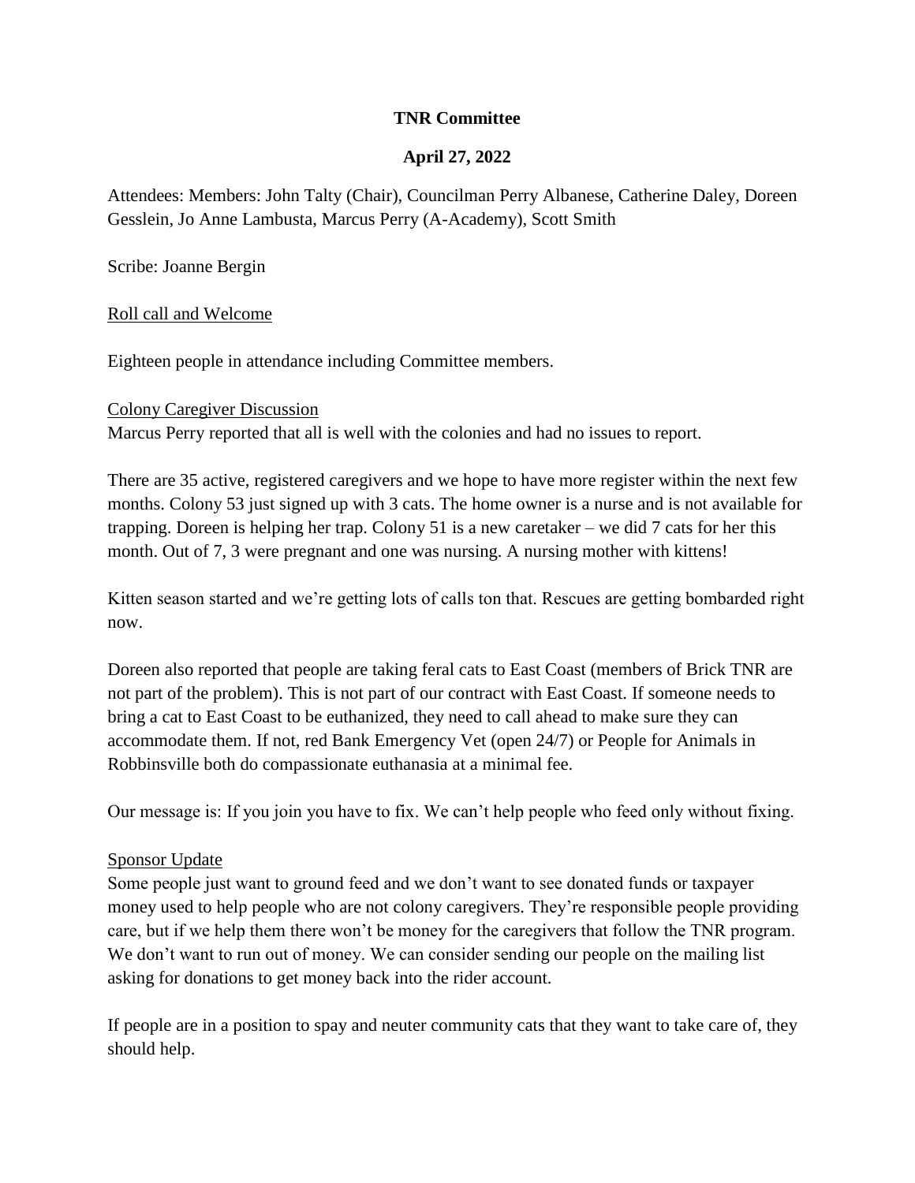**TNR Committee**

**April 27, 2022**

Attendees: Members: John Talty (Chair), Councilman Perry Albanese, Catherine Daley, Doreen Gesslein, Jo Anne Lambusta, Marcus Perry (A-Academy), Scott Smith

Scribe: Joanne Bergin

Roll call and Welcome

Eighteen people in attendance including Committee members.

Colony Caregiver Discussion

Marcus Perry reported that all is well with the colonies and had no issues to report.

There are 35 active, registered caregivers and we hope to have more register within the next few months. Colony 53 just signed up with 3 cats. The home owner is a nurse and is not available for trapping. Doreen is helping her trap. Colony 51 is a new caretaker – we did 7 cats for her this month. Out of 7, 3 were pregnant and one was nursing. A nursing mother with kittens!

Kitten season started and we're getting lots of calls ton that. Rescues are getting bombarded right now.

Doreen also reported that people are taking feral cats to East Coast (members of Brick TNR are not part of the problem). This is not part of our contract with East Coast. If someone needs to bring a cat to East Coast to be euthanized, they need to call ahead to make sure they can accommodate them. If not, red Bank Emergency Vet (open 24/7) or People for Animals in Robbinsville both do compassionate euthanasia at a minimal fee.

Our message is: If you join you have to fix. We can't help people who feed only without fixing.

Sponsor Update

Some people just want to ground feed and we don't want to see donated funds or taxpayer money used to help people who are not colony caregivers. They're responsible people providing care, but if we help them there won't be money for the caregivers that follow the TNR program. We don't want to run out of money. We can consider sending our people on the mailing list asking for donations to get money back into the rider account.

If people are in a position to spay and neuter community cats that they want to take care of, they should help.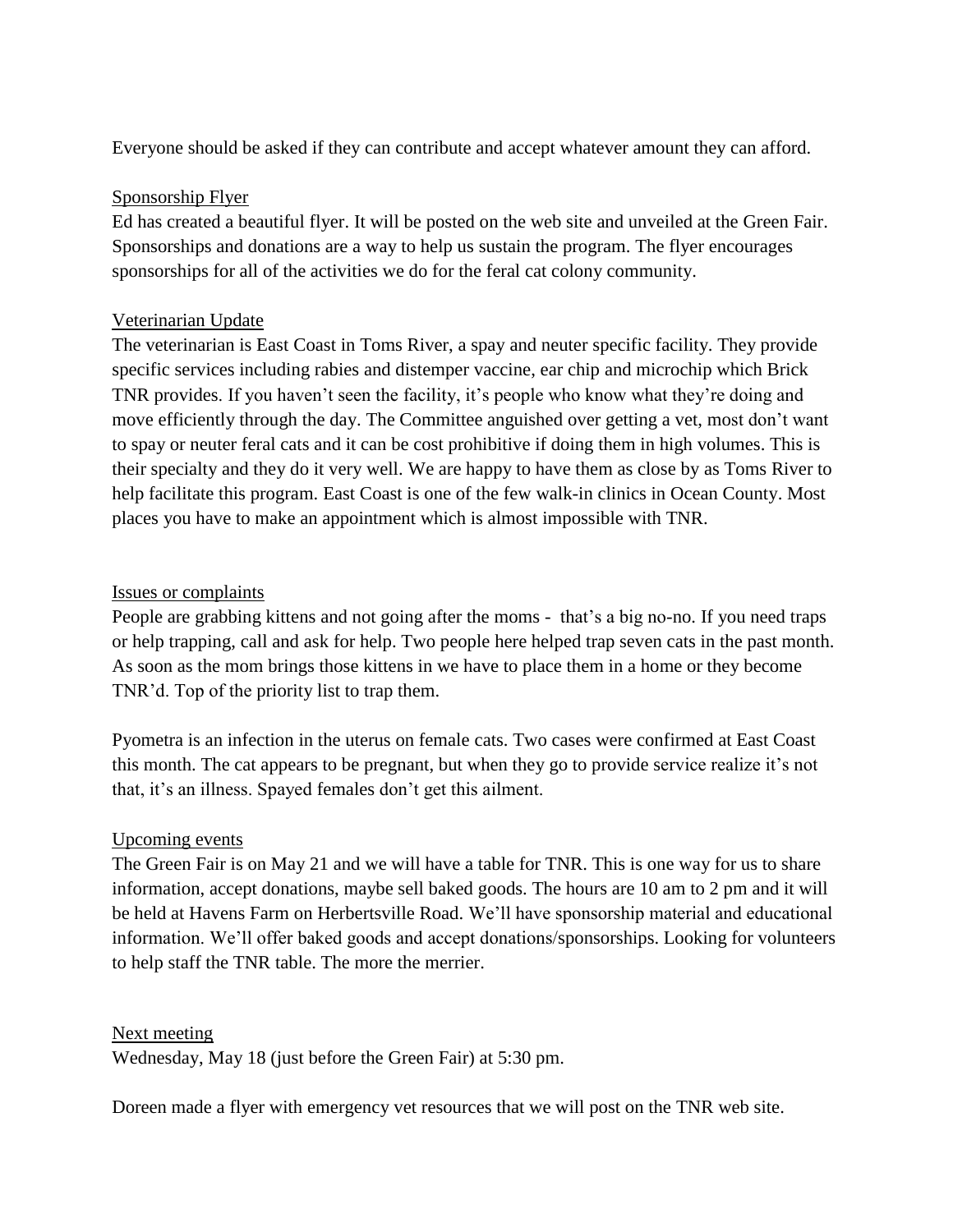Everyone should be asked if they can contribute and accept whatever amount they can afford.

<u>Sponsorship Flyer</u>

Ed has created a beautiful flyer. It will be posted on the web site and unveiled at the Green Fair. Sponsorships and donations are a way to help us sustain the program. The flyer encourages sponsorships for all of the activities we do for the feral cat colony community.

<u>Veterinarian Update</u>

The veterinarian is East Coast in Toms River, a spay and neuter specific facility. They provide specific services including rabies and distemper vaccine, ear chip and microchip which Brick TNR provides. If you haven't seen the facility, it's people who know what they're doing and move efficiently through the day. The Committee anguished over getting a vet, most don't want to spay or neuter feral cats and it can be cost prohibitive if doing them in high volumes. This is their specialty and they do it very well. We are happy to have them as close by as Toms River to help facilitate this program. East Coast is one of the few walk-in clinics in Ocean County. Most places you have to make an appointment which is almost impossible with TNR.

<u>Issues or complaints</u>

People are grabbing kittens and not going after the moms - that's a big no-no. If you need traps or help trapping, call and ask for help. Two people here helped trap seven cats in the past month. As soon as the mom brings those kittens in we have to place them in a home or they become TNR'd. Top of the priority list to trap them.

Pyometra is an infection in the uterus on female cats. Two cases were confirmed at East Coast this month. The cat appears to be pregnant, but when they go to provide service realize it's not that, it's an illness. Spayed females don't get this ailment.

<u>Upcoming events</u>

The Green Fair is on May 21 and we will have a table for TNR. This is one way for us to share information, accept donations, maybe sell baked goods. The hours are 10 am to 2 pm and it will be held at Havens Farm on Herbertsville Road. We'll have sponsorship material and educational information. We'll offer baked goods and accept donations/sponsorships. Looking for volunteers to help staff the TNR table. The more the merrier.

<u>Next meeting</u>

Wednesday, May 18 (just before the Green Fair) at 5:30 pm.

Doreen made a flyer with emergency vet resources that we will post on the TNR web site.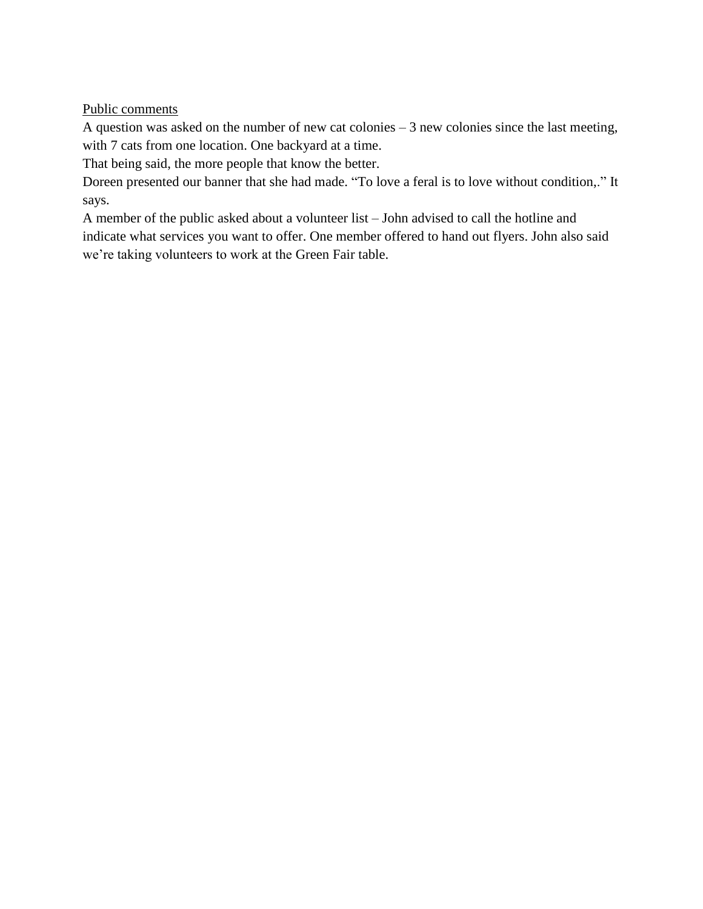<u>Public comments</u>

A question was asked on the number of new cat colonies – 3 new colonies since the last meeting, with 7 cats from one location. One backyard at a time.

That being said, the more people that know the better.

Doreen presented our banner that she had made. "To love a feral is to love without condition,." It says.

A member of the public asked about a volunteer list – John advised to call the hotline and indicate what services you want to offer. One member offered to hand out flyers. John also said we're taking volunteers to work at the Green Fair table.